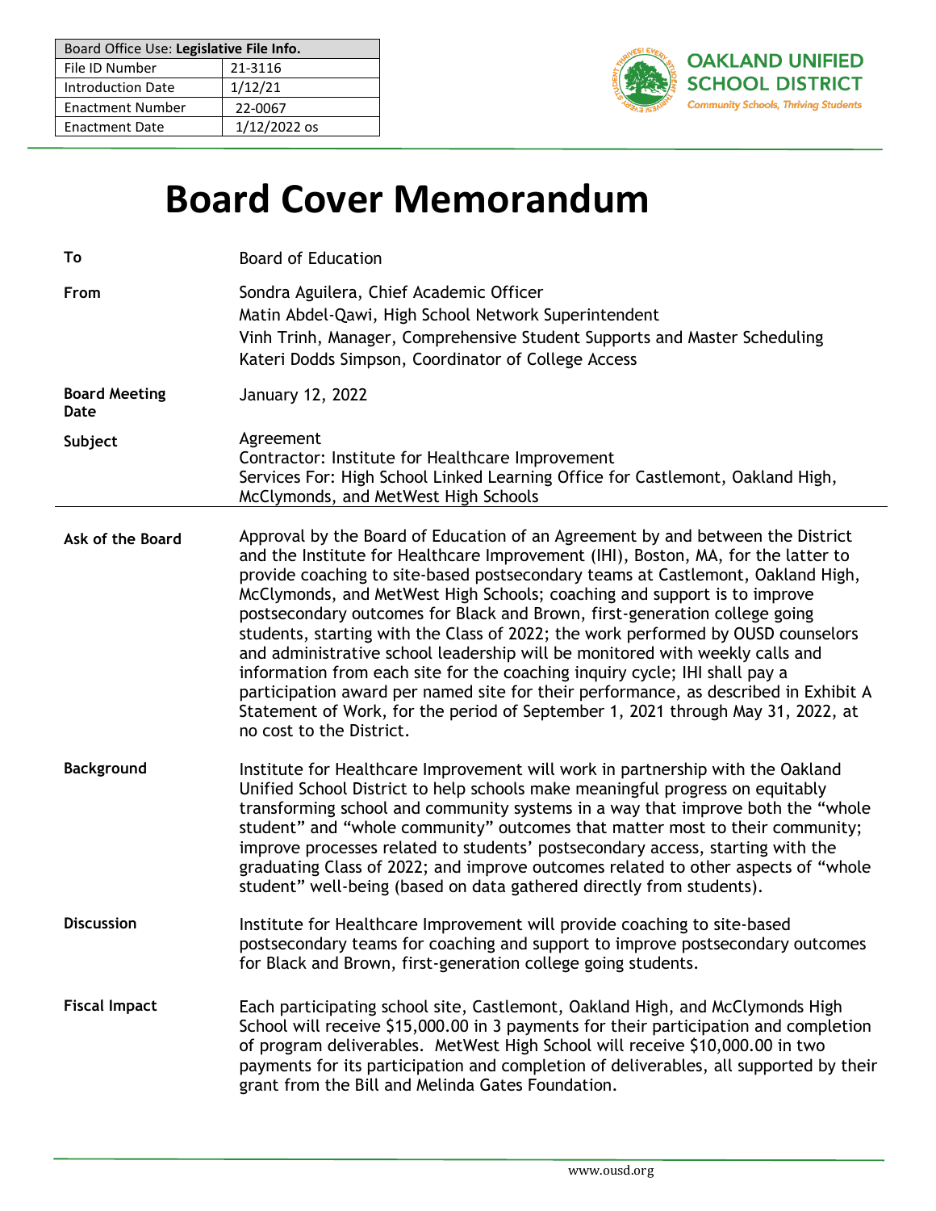| Board Office Use: **Legislative File Info.** | |
|---|---|
| File ID Number | 21-3116 |
| Introduction Date | 1/12/21 |
| Enactment Number | 22-0067 |
| Enactment Date | 1/12/2022 os |

**OAKLAND UNIFIED SCHOOL DISTRICT**
*Community Schools, Thriving Students*

# Board Cover Memorandum

**To**
Board of Education

**From**
Sondra Aguilera, Chief Academic Officer
Matin Abdel-Qawi, High School Network Superintendent
Vinh Trinh, Manager, Comprehensive Student Supports and Master Scheduling
Kateri Dodds Simpson, Coordinator of College Access

**Board Meeting Date**
January 12, 2022

**Subject**
Agreement
Contractor: Institute for Healthcare Improvement
Services For: High School Linked Learning Office for Castlemont, Oakland High, McClymonds, and MetWest High Schools

---

**Ask of the Board**
Approval by the Board of Education of an Agreement by and between the District and the Institute for Healthcare Improvement (IHI), Boston, MA, for the latter to provide coaching to site-based postsecondary teams at Castlemont, Oakland High, McClymonds, and MetWest High Schools; coaching and support is to improve postsecondary outcomes for Black and Brown, first-generation college going students, starting with the Class of 2022; the work performed by OUSD counselors and administrative school leadership will be monitored with weekly calls and information from each site for the coaching inquiry cycle; IHI shall pay a participation award per named site for their performance, as described in Exhibit A Statement of Work, for the period of September 1, 2021 through May 31, 2022, at no cost to the District.

**Background**
Institute for Healthcare Improvement will work in partnership with the Oakland Unified School District to help schools make meaningful progress on equitably transforming school and community systems in a way that improve both the "whole student" and "whole community" outcomes that matter most to their community; improve processes related to students' postsecondary access, starting with the graduating Class of 2022; and improve outcomes related to other aspects of "whole student" well-being (based on data gathered directly from students).

**Discussion**
Institute for Healthcare Improvement will provide coaching to site-based postsecondary teams for coaching and support to improve postsecondary outcomes for Black and Brown, first-generation college going students.

**Fiscal Impact**
Each participating school site, Castlemont, Oakland High, and McClymonds High School will receive $15,000.00 in 3 payments for their participation and completion of program deliverables. MetWest High School will receive $10,000.00 in two payments for its participation and completion of deliverables, all supported by their grant from the Bill and Melinda Gates Foundation.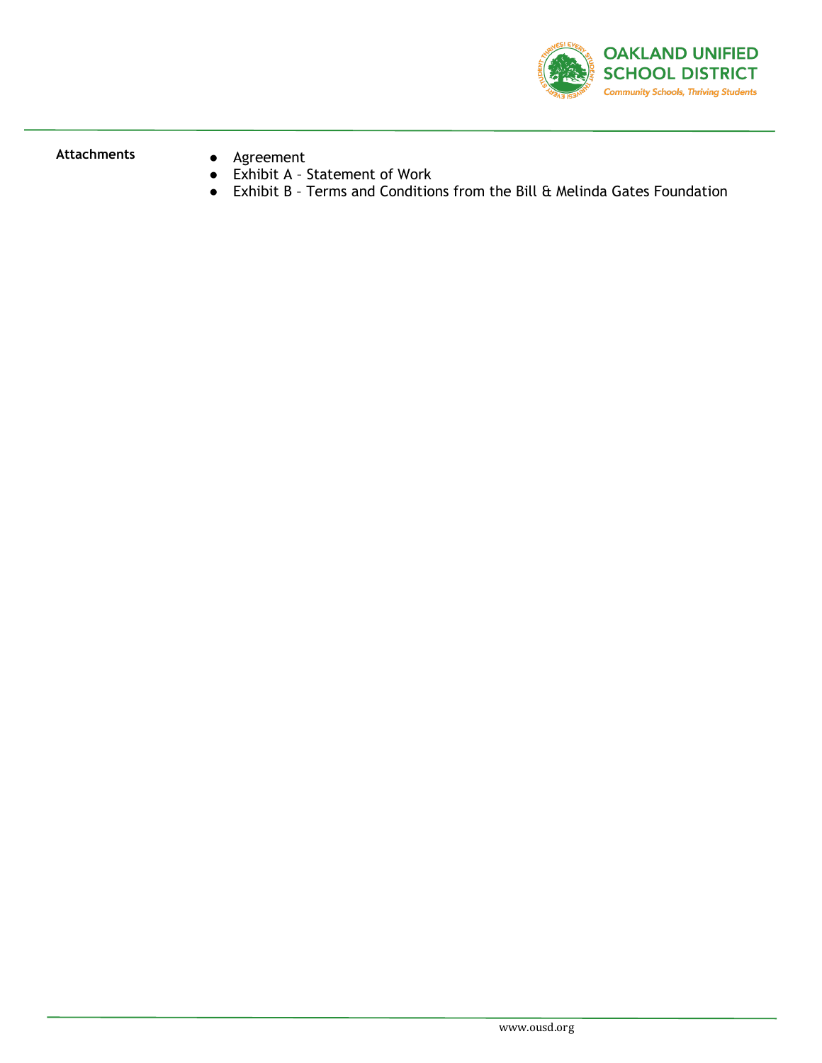**Attachments**

- Agreement
- Exhibit A – Statement of Work
- Exhibit B – Terms and Conditions from the Bill & Melinda Gates Foundation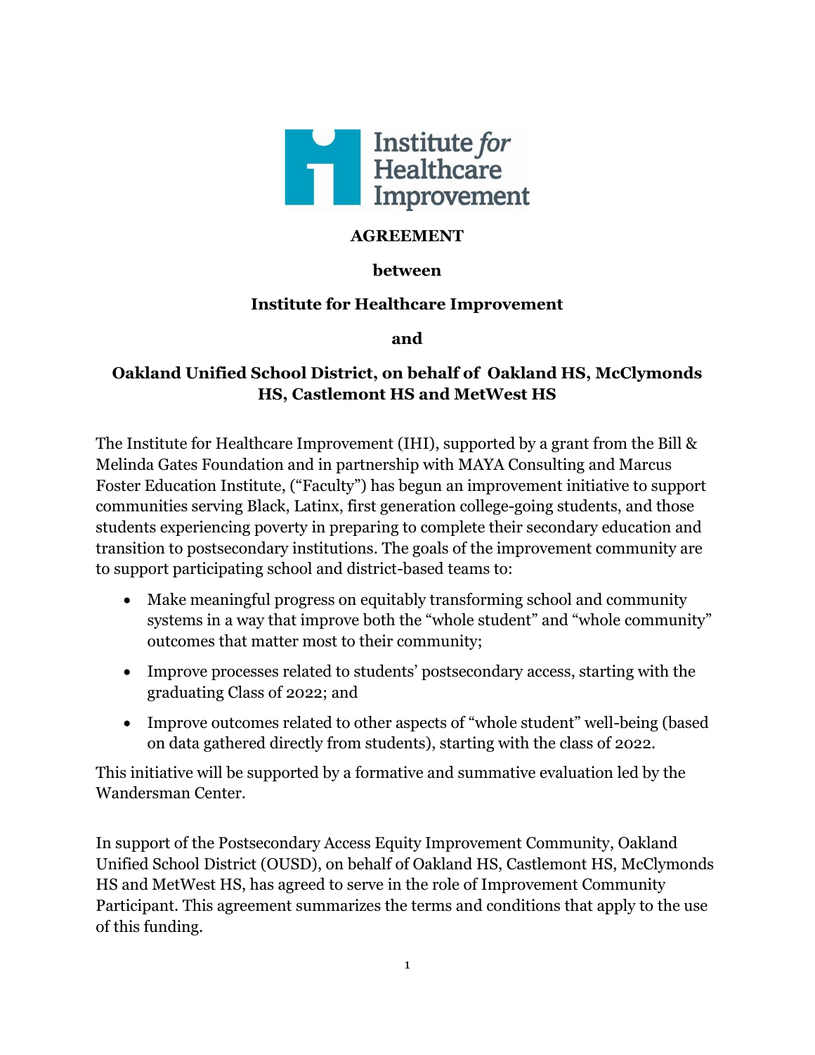**AGREEMENT**

**between**

**Institute for Healthcare Improvement**

**and**

**Oakland Unified School District, on behalf of Oakland HS, McClymonds HS, Castlemont HS and MetWest HS**

The Institute for Healthcare Improvement (IHI), supported by a grant from the Bill & Melinda Gates Foundation and in partnership with MAYA Consulting and Marcus Foster Education Institute, ("Faculty") has begun an improvement initiative to support communities serving Black, Latinx, first generation college-going students, and those students experiencing poverty in preparing to complete their secondary education and transition to postsecondary institutions. The goals of the improvement community are to support participating school and district-based teams to:

- Make meaningful progress on equitably transforming school and community systems in a way that improve both the "whole student" and "whole community" outcomes that matter most to their community;
- Improve processes related to students' postsecondary access, starting with the graduating Class of 2022; and
- Improve outcomes related to other aspects of "whole student" well-being (based on data gathered directly from students), starting with the class of 2022.

This initiative will be supported by a formative and summative evaluation led by the Wandersman Center.

In support of the Postsecondary Access Equity Improvement Community, Oakland Unified School District (OUSD), on behalf of Oakland HS, Castlemont HS, McClymonds HS and MetWest HS, has agreed to serve in the role of Improvement Community Participant. This agreement summarizes the terms and conditions that apply to the use of this funding.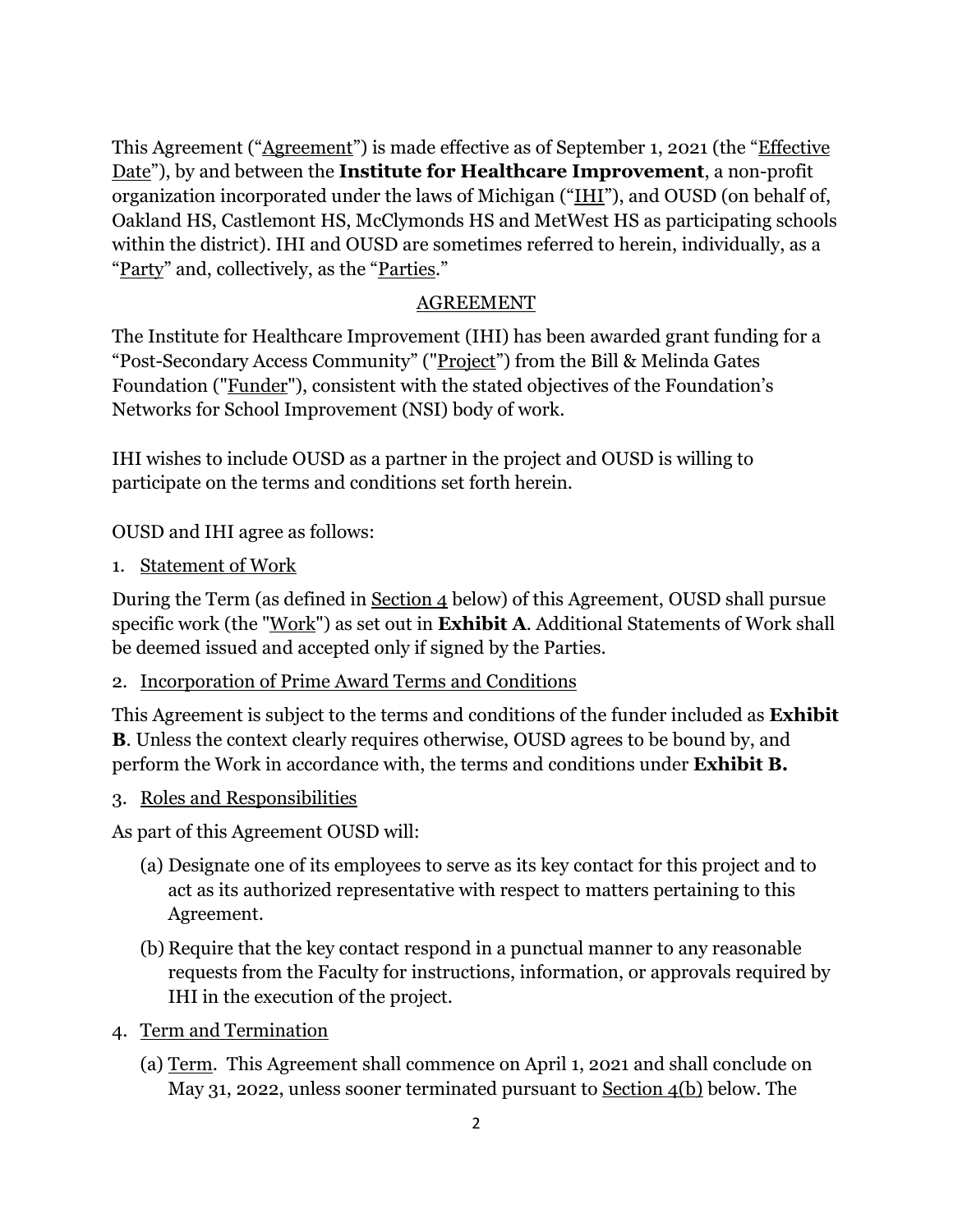This Agreement ("Agreement") is made effective as of September 1, 2021 (the "Effective Date"), by and between the **Institute for Healthcare Improvement**, a non-profit organization incorporated under the laws of Michigan ("IHI"), and OUSD (on behalf of, Oakland HS, Castlemont HS, McClymonds HS and MetWest HS as participating schools within the district). IHI and OUSD are sometimes referred to herein, individually, as a "Party" and, collectively, as the "Parties."

## AGREEMENT

The Institute for Healthcare Improvement (IHI) has been awarded grant funding for a "Post-Secondary Access Community" ("Project") from the Bill & Melinda Gates Foundation ("Funder"), consistent with the stated objectives of the Foundation's Networks for School Improvement (NSI) body of work.

IHI wishes to include OUSD as a partner in the project and OUSD is willing to participate on the terms and conditions set forth herein.

OUSD and IHI agree as follows:

1. Statement of Work

During the Term (as defined in Section 4 below) of this Agreement, OUSD shall pursue specific work (the "Work") as set out in **Exhibit A**. Additional Statements of Work shall be deemed issued and accepted only if signed by the Parties.

2. Incorporation of Prime Award Terms and Conditions

This Agreement is subject to the terms and conditions of the funder included as **Exhibit B**. Unless the context clearly requires otherwise, OUSD agrees to be bound by, and perform the Work in accordance with, the terms and conditions under **Exhibit B.**

3. Roles and Responsibilities

As part of this Agreement OUSD will:

(a) Designate one of its employees to serve as its key contact for this project and to act as its authorized representative with respect to matters pertaining to this Agreement.

(b) Require that the key contact respond in a punctual manner to any reasonable requests from the Faculty for instructions, information, or approvals required by IHI in the execution of the project.

4. Term and Termination

(a) Term. This Agreement shall commence on April 1, 2021 and shall conclude on May 31, 2022, unless sooner terminated pursuant to Section 4(b) below. The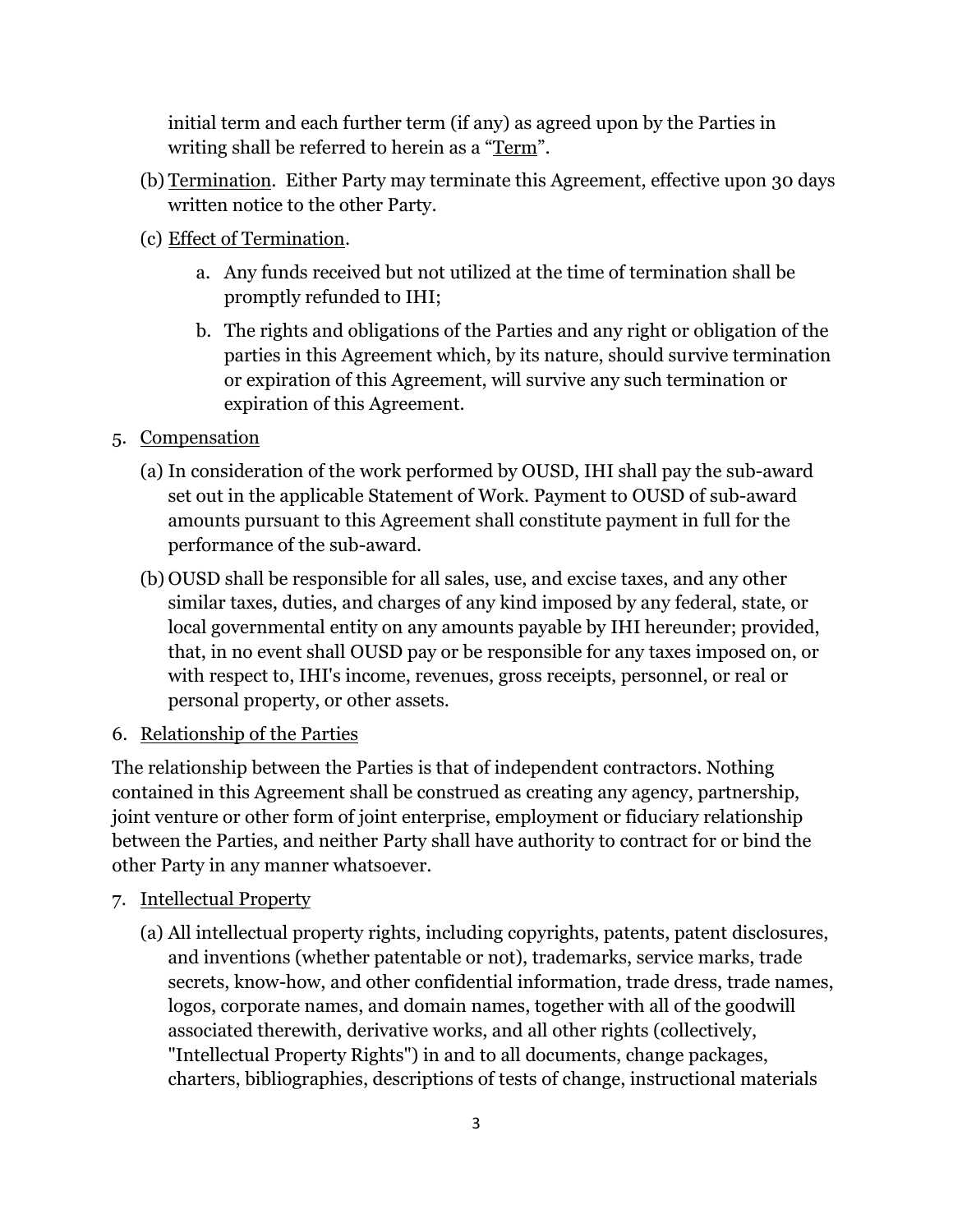initial term and each further term (if any) as agreed upon by the Parties in writing shall be referred to herein as a "Term".

(b) Termination. Either Party may terminate this Agreement, effective upon 30 days written notice to the other Party.

(c) Effect of Termination.

  a. Any funds received but not utilized at the time of termination shall be promptly refunded to IHI;

  b. The rights and obligations of the Parties and any right or obligation of the parties in this Agreement which, by its nature, should survive termination or expiration of this Agreement, will survive any such termination or expiration of this Agreement.

5. Compensation

(a) In consideration of the work performed by OUSD, IHI shall pay the sub-award set out in the applicable Statement of Work. Payment to OUSD of sub-award amounts pursuant to this Agreement shall constitute payment in full for the performance of the sub-award.

(b) OUSD shall be responsible for all sales, use, and excise taxes, and any other similar taxes, duties, and charges of any kind imposed by any federal, state, or local governmental entity on any amounts payable by IHI hereunder; provided, that, in no event shall OUSD pay or be responsible for any taxes imposed on, or with respect to, IHI's income, revenues, gross receipts, personnel, or real or personal property, or other assets.

6. Relationship of the Parties

The relationship between the Parties is that of independent contractors. Nothing contained in this Agreement shall be construed as creating any agency, partnership, joint venture or other form of joint enterprise, employment or fiduciary relationship between the Parties, and neither Party shall have authority to contract for or bind the other Party in any manner whatsoever.

7. Intellectual Property

(a) All intellectual property rights, including copyrights, patents, patent disclosures, and inventions (whether patentable or not), trademarks, service marks, trade secrets, know-how, and other confidential information, trade dress, trade names, logos, corporate names, and domain names, together with all of the goodwill associated therewith, derivative works, and all other rights (collectively, "Intellectual Property Rights") in and to all documents, change packages, charters, bibliographies, descriptions of tests of change, instructional materials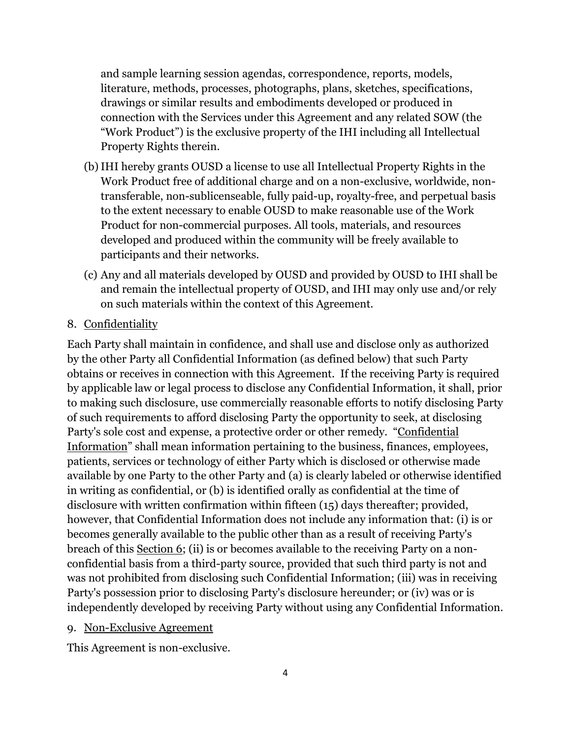and sample learning session agendas, correspondence, reports, models, literature, methods, processes, photographs, plans, sketches, specifications, drawings or similar results and embodiments developed or produced in connection with the Services under this Agreement and any related SOW (the "Work Product") is the exclusive property of the IHI including all Intellectual Property Rights therein.

(b) IHI hereby grants OUSD a license to use all Intellectual Property Rights in the Work Product free of additional charge and on a non-exclusive, worldwide, non-transferable, non-sublicenseable, fully paid-up, royalty-free, and perpetual basis to the extent necessary to enable OUSD to make reasonable use of the Work Product for non-commercial purposes. All tools, materials, and resources developed and produced within the community will be freely available to participants and their networks.

(c) Any and all materials developed by OUSD and provided by OUSD to IHI shall be and remain the intellectual property of OUSD, and IHI may only use and/or rely on such materials within the context of this Agreement.

8. <u>Confidentiality</u>

Each Party shall maintain in confidence, and shall use and disclose only as authorized by the other Party all Confidential Information (as defined below) that such Party obtains or receives in connection with this Agreement. If the receiving Party is required by applicable law or legal process to disclose any Confidential Information, it shall, prior to making such disclosure, use commercially reasonable efforts to notify disclosing Party of such requirements to afford disclosing Party the opportunity to seek, at disclosing Party's sole cost and expense, a protective order or other remedy. "<u>Confidential Information</u>" shall mean information pertaining to the business, finances, employees, patients, services or technology of either Party which is disclosed or otherwise made available by one Party to the other Party and (a) is clearly labeled or otherwise identified in writing as confidential, or (b) is identified orally as confidential at the time of disclosure with written confirmation within fifteen (15) days thereafter; provided, however, that Confidential Information does not include any information that: (i) is or becomes generally available to the public other than as a result of receiving Party's breach of this <u>Section 6</u>; (ii) is or becomes available to the receiving Party on a non-confidential basis from a third-party source, provided that such third party is not and was not prohibited from disclosing such Confidential Information; (iii) was in receiving Party's possession prior to disclosing Party's disclosure hereunder; or (iv) was or is independently developed by receiving Party without using any Confidential Information.

9. <u>Non-Exclusive Agreement</u>

This Agreement is non-exclusive.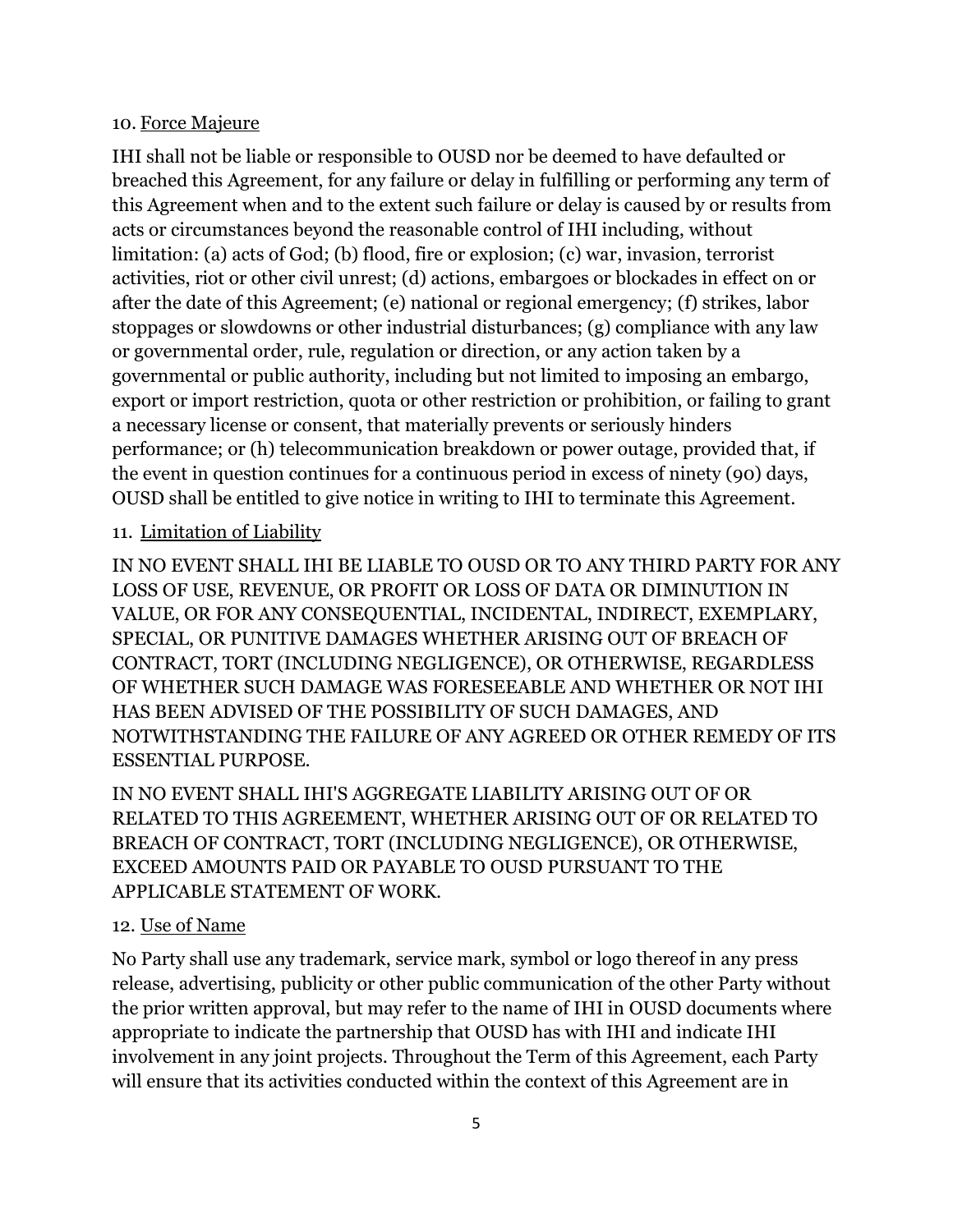10. <u>Force Majeure</u>

IHI shall not be liable or responsible to OUSD nor be deemed to have defaulted or breached this Agreement, for any failure or delay in fulfilling or performing any term of this Agreement when and to the extent such failure or delay is caused by or results from acts or circumstances beyond the reasonable control of IHI including, without limitation: (a) acts of God; (b) flood, fire or explosion; (c) war, invasion, terrorist activities, riot or other civil unrest; (d) actions, embargoes or blockades in effect on or after the date of this Agreement; (e) national or regional emergency; (f) strikes, labor stoppages or slowdowns or other industrial disturbances; (g) compliance with any law or governmental order, rule, regulation or direction, or any action taken by a governmental or public authority, including but not limited to imposing an embargo, export or import restriction, quota or other restriction or prohibition, or failing to grant a necessary license or consent, that materially prevents or seriously hinders performance; or (h) telecommunication breakdown or power outage, provided that, if the event in question continues for a continuous period in excess of ninety (90) days, OUSD shall be entitled to give notice in writing to IHI to terminate this Agreement.

11. <u>Limitation of Liability</u>

IN NO EVENT SHALL IHI BE LIABLE TO OUSD OR TO ANY THIRD PARTY FOR ANY LOSS OF USE, REVENUE, OR PROFIT OR LOSS OF DATA OR DIMINUTION IN VALUE, OR FOR ANY CONSEQUENTIAL, INCIDENTAL, INDIRECT, EXEMPLARY, SPECIAL, OR PUNITIVE DAMAGES WHETHER ARISING OUT OF BREACH OF CONTRACT, TORT (INCLUDING NEGLIGENCE), OR OTHERWISE, REGARDLESS OF WHETHER SUCH DAMAGE WAS FORESEEABLE AND WHETHER OR NOT IHI HAS BEEN ADVISED OF THE POSSIBILITY OF SUCH DAMAGES, AND NOTWITHSTANDING THE FAILURE OF ANY AGREED OR OTHER REMEDY OF ITS ESSENTIAL PURPOSE.

IN NO EVENT SHALL IHI'S AGGREGATE LIABILITY ARISING OUT OF OR RELATED TO THIS AGREEMENT, WHETHER ARISING OUT OF OR RELATED TO BREACH OF CONTRACT, TORT (INCLUDING NEGLIGENCE), OR OTHERWISE, EXCEED AMOUNTS PAID OR PAYABLE TO OUSD PURSUANT TO THE APPLICABLE STATEMENT OF WORK.

12. <u>Use of Name</u>

No Party shall use any trademark, service mark, symbol or logo thereof in any press release, advertising, publicity or other public communication of the other Party without the prior written approval, but may refer to the name of IHI in OUSD documents where appropriate to indicate the partnership that OUSD has with IHI and indicate IHI involvement in any joint projects. Throughout the Term of this Agreement, each Party will ensure that its activities conducted within the context of this Agreement are in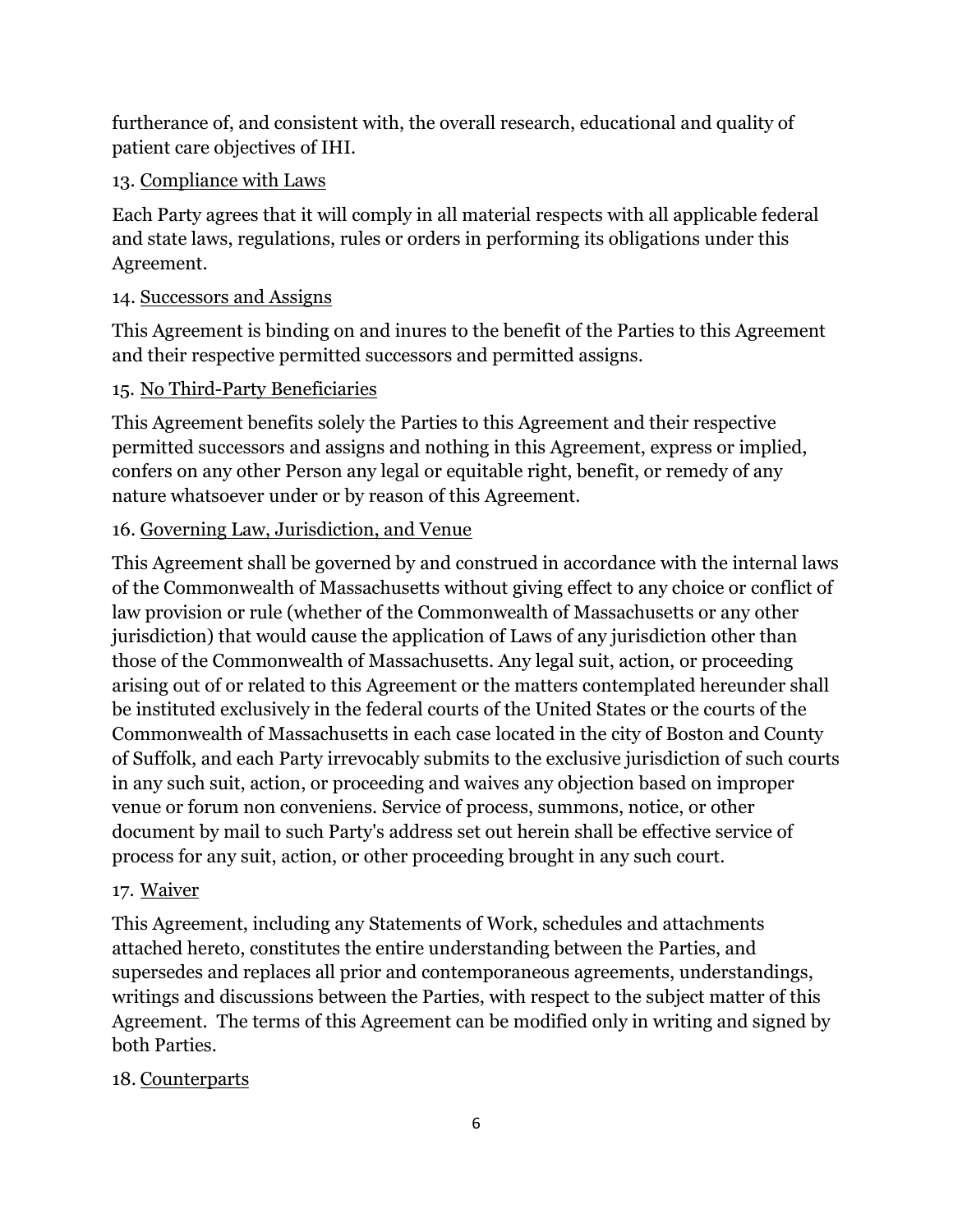furtherance of, and consistent with, the overall research, educational and quality of patient care objectives of IHI.

13. Compliance with Laws

Each Party agrees that it will comply in all material respects with all applicable federal and state laws, regulations, rules or orders in performing its obligations under this Agreement.

14. Successors and Assigns

This Agreement is binding on and inures to the benefit of the Parties to this Agreement and their respective permitted successors and permitted assigns.

15. No Third-Party Beneficiaries

This Agreement benefits solely the Parties to this Agreement and their respective permitted successors and assigns and nothing in this Agreement, express or implied, confers on any other Person any legal or equitable right, benefit, or remedy of any nature whatsoever under or by reason of this Agreement.

16. Governing Law, Jurisdiction, and Venue

This Agreement shall be governed by and construed in accordance with the internal laws of the Commonwealth of Massachusetts without giving effect to any choice or conflict of law provision or rule (whether of the Commonwealth of Massachusetts or any other jurisdiction) that would cause the application of Laws of any jurisdiction other than those of the Commonwealth of Massachusetts. Any legal suit, action, or proceeding arising out of or related to this Agreement or the matters contemplated hereunder shall be instituted exclusively in the federal courts of the United States or the courts of the Commonwealth of Massachusetts in each case located in the city of Boston and County of Suffolk, and each Party irrevocably submits to the exclusive jurisdiction of such courts in any such suit, action, or proceeding and waives any objection based on improper venue or forum non conveniens. Service of process, summons, notice, or other document by mail to such Party's address set out herein shall be effective service of process for any suit, action, or other proceeding brought in any such court.

17. Waiver

This Agreement, including any Statements of Work, schedules and attachments attached hereto, constitutes the entire understanding between the Parties, and supersedes and replaces all prior and contemporaneous agreements, understandings, writings and discussions between the Parties, with respect to the subject matter of this Agreement. The terms of this Agreement can be modified only in writing and signed by both Parties.

18. Counterparts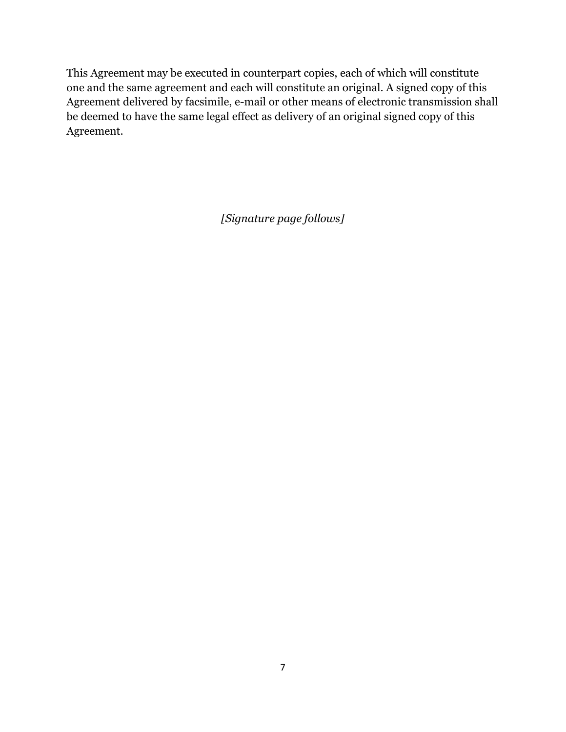This Agreement may be executed in counterpart copies, each of which will constitute one and the same agreement and each will constitute an original. A signed copy of this Agreement delivered by facsimile, e-mail or other means of electronic transmission shall be deemed to have the same legal effect as delivery of an original signed copy of this Agreement.

*[Signature page follows]*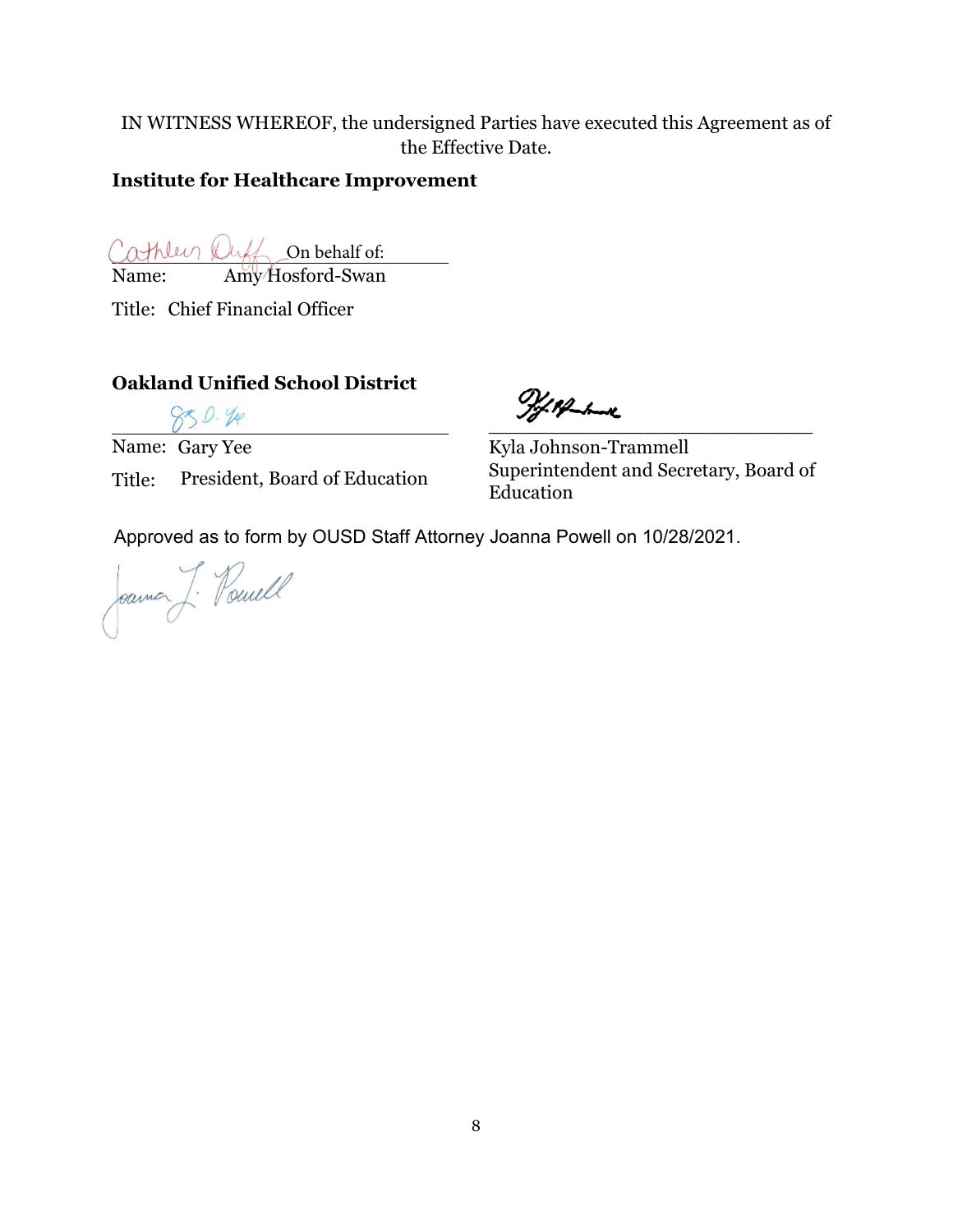IN WITNESS WHEREOF, the undersigned Parties have executed this Agreement as of the Effective Date.

**Institute for Healthcare Improvement**

Cathleen Duff On behalf of:
Name: Amy Hosford-Swan

Title: Chief Financial Officer

**Oakland Unified School District**

Name: Gary Yee

Title: President, Board of Education

Kyla Johnson-Trammell
Superintendent and Secretary, Board of Education

Approved as to form by OUSD Staff Attorney Joanna Powell on 10/28/2021.

Joanna J. Powell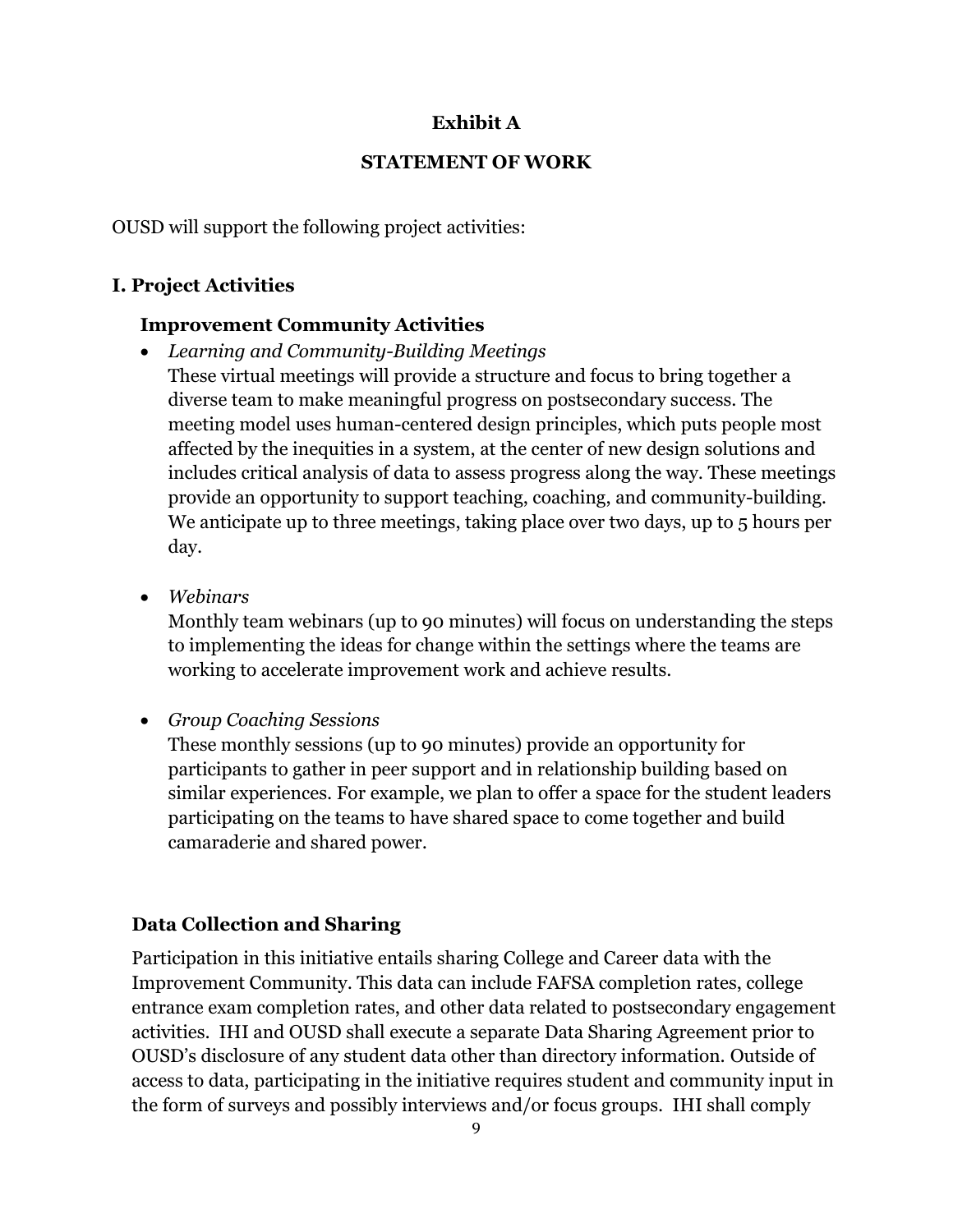**Exhibit A**

**STATEMENT OF WORK**

OUSD will support the following project activities:

## I. Project Activities

### Improvement Community Activities

- *Learning and Community-Building Meetings*
  These virtual meetings will provide a structure and focus to bring together a diverse team to make meaningful progress on postsecondary success. The meeting model uses human-centered design principles, which puts people most affected by the inequities in a system, at the center of new design solutions and includes critical analysis of data to assess progress along the way. These meetings provide an opportunity to support teaching, coaching, and community-building. We anticipate up to three meetings, taking place over two days, up to 5 hours per day.

- *Webinars*
  Monthly team webinars (up to 90 minutes) will focus on understanding the steps to implementing the ideas for change within the settings where the teams are working to accelerate improvement work and achieve results.

- *Group Coaching Sessions*
  These monthly sessions (up to 90 minutes) provide an opportunity for participants to gather in peer support and in relationship building based on similar experiences. For example, we plan to offer a space for the student leaders participating on the teams to have shared space to come together and build camaraderie and shared power.

### Data Collection and Sharing

Participation in this initiative entails sharing College and Career data with the Improvement Community. This data can include FAFSA completion rates, college entrance exam completion rates, and other data related to postsecondary engagement activities. IHI and OUSD shall execute a separate Data Sharing Agreement prior to OUSD's disclosure of any student data other than directory information. Outside of access to data, participating in the initiative requires student and community input in the form of surveys and possibly interviews and/or focus groups. IHI shall comply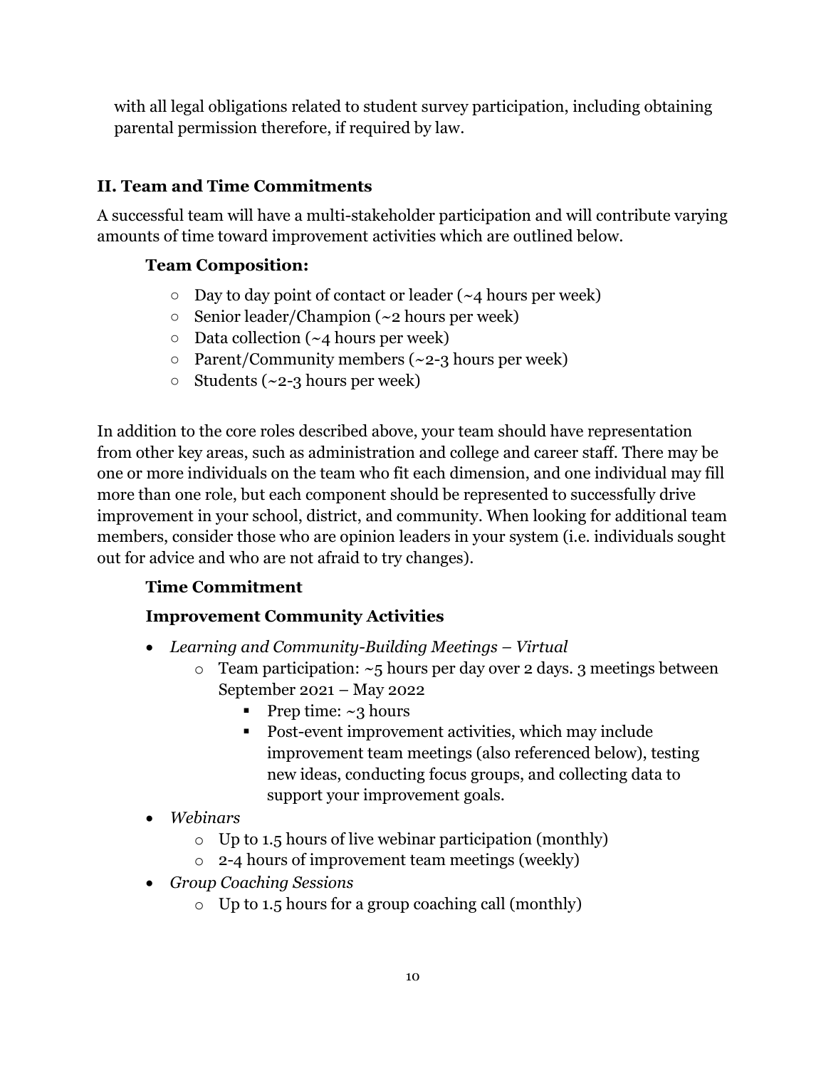with all legal obligations related to student survey participation, including obtaining parental permission therefore, if required by law.

## II. Team and Time Commitments

A successful team will have a multi-stakeholder participation and will contribute varying amounts of time toward improvement activities which are outlined below.

### Team Composition:

- Day to day point of contact or leader (~4 hours per week)
- Senior leader/Champion (~2 hours per week)
- Data collection (~4 hours per week)
- Parent/Community members (~2-3 hours per week)
- Students (~2-3 hours per week)

In addition to the core roles described above, your team should have representation from other key areas, such as administration and college and career staff. There may be one or more individuals on the team who fit each dimension, and one individual may fill more than one role, but each component should be represented to successfully drive improvement in your school, district, and community. When looking for additional team members, consider those who are opinion leaders in your system (i.e. individuals sought out for advice and who are not afraid to try changes).

### Time Commitment

### Improvement Community Activities

- *Learning and Community-Building Meetings – Virtual*
  - Team participation: ~5 hours per day over 2 days. 3 meetings between September 2021 – May 2022
    - Prep time: ~3 hours
    - Post-event improvement activities, which may include improvement team meetings (also referenced below), testing new ideas, conducting focus groups, and collecting data to support your improvement goals.
- *Webinars*
  - Up to 1.5 hours of live webinar participation (monthly)
  - 2-4 hours of improvement team meetings (weekly)
- *Group Coaching Sessions*
  - Up to 1.5 hours for a group coaching call (monthly)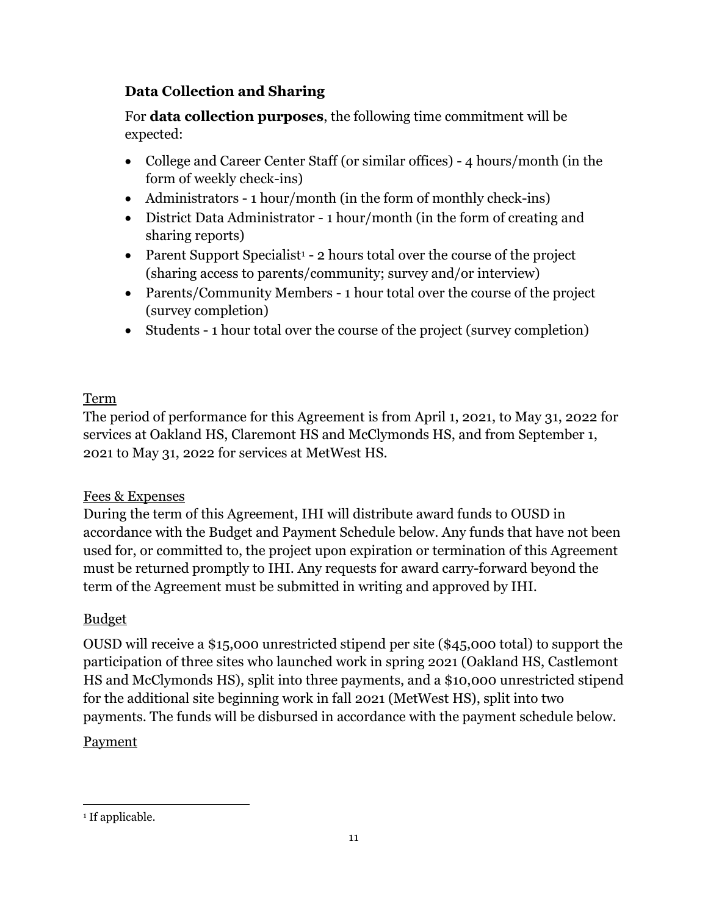### Data Collection and Sharing

For **data collection purposes**, the following time commitment will be expected:

- College and Career Center Staff (or similar offices) - 4 hours/month (in the form of weekly check-ins)
- Administrators - 1 hour/month (in the form of monthly check-ins)
- District Data Administrator - 1 hour/month (in the form of creating and sharing reports)
- Parent Support Specialist[1] - 2 hours total over the course of the project (sharing access to parents/community; survey and/or interview)
- Parents/Community Members - 1 hour total over the course of the project (survey completion)
- Students - 1 hour total over the course of the project (survey completion)

<u>Term</u>

The period of performance for this Agreement is from April 1, 2021, to May 31, 2022 for services at Oakland HS, Claremont HS and McClymonds HS, and from September 1, 2021 to May 31, 2022 for services at MetWest HS.

<u>Fees & Expenses</u>

During the term of this Agreement, IHI will distribute award funds to OUSD in accordance with the Budget and Payment Schedule below. Any funds that have not been used for, or committed to, the project upon expiration or termination of this Agreement must be returned promptly to IHI. Any requests for award carry-forward beyond the term of the Agreement must be submitted in writing and approved by IHI.

<u>Budget</u>

OUSD will receive a $15,000 unrestricted stipend per site ($45,000 total) to support the participation of three sites who launched work in spring 2021 (Oakland HS, Castlemont HS and McClymonds HS), split into three payments, and a $10,000 unrestricted stipend for the additional site beginning work in fall 2021 (MetWest HS), split into two payments. The funds will be disbursed in accordance with the payment schedule below.

<u>Payment</u>

[1] If applicable.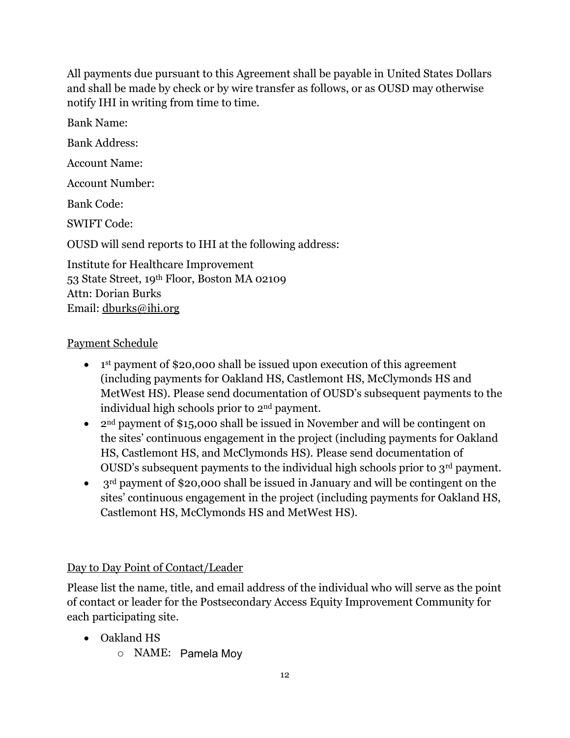All payments due pursuant to this Agreement shall be payable in United States Dollars and shall be made by check or by wire transfer as follows, or as OUSD may otherwise notify IHI in writing from time to time.

Bank Name:

Bank Address:

Account Name:

Account Number:

Bank Code:

SWIFT Code:

OUSD will send reports to IHI at the following address:

Institute for Healthcare Improvement
53 State Street, 19th Floor, Boston MA 02109
Attn: Dorian Burks
Email: dburks@ihi.org

Payment Schedule

- 1st payment of $20,000 shall be issued upon execution of this agreement (including payments for Oakland HS, Castlemont HS, McClymonds HS and MetWest HS). Please send documentation of OUSD's subsequent payments to the individual high schools prior to 2nd payment.
- 2nd payment of $15,000 shall be issued in November and will be contingent on the sites' continuous engagement in the project (including payments for Oakland HS, Castlemont HS, and McClymonds HS). Please send documentation of OUSD's subsequent payments to the individual high schools prior to 3rd payment.
- 3rd payment of $20,000 shall be issued in January and will be contingent on the sites' continuous engagement in the project (including payments for Oakland HS, Castlemont HS, McClymonds HS and MetWest HS).

Day to Day Point of Contact/Leader

Please list the name, title, and email address of the individual who will serve as the point of contact or leader for the Postsecondary Access Equity Improvement Community for each participating site.

- Oakland HS
  - NAME: Pamela Moy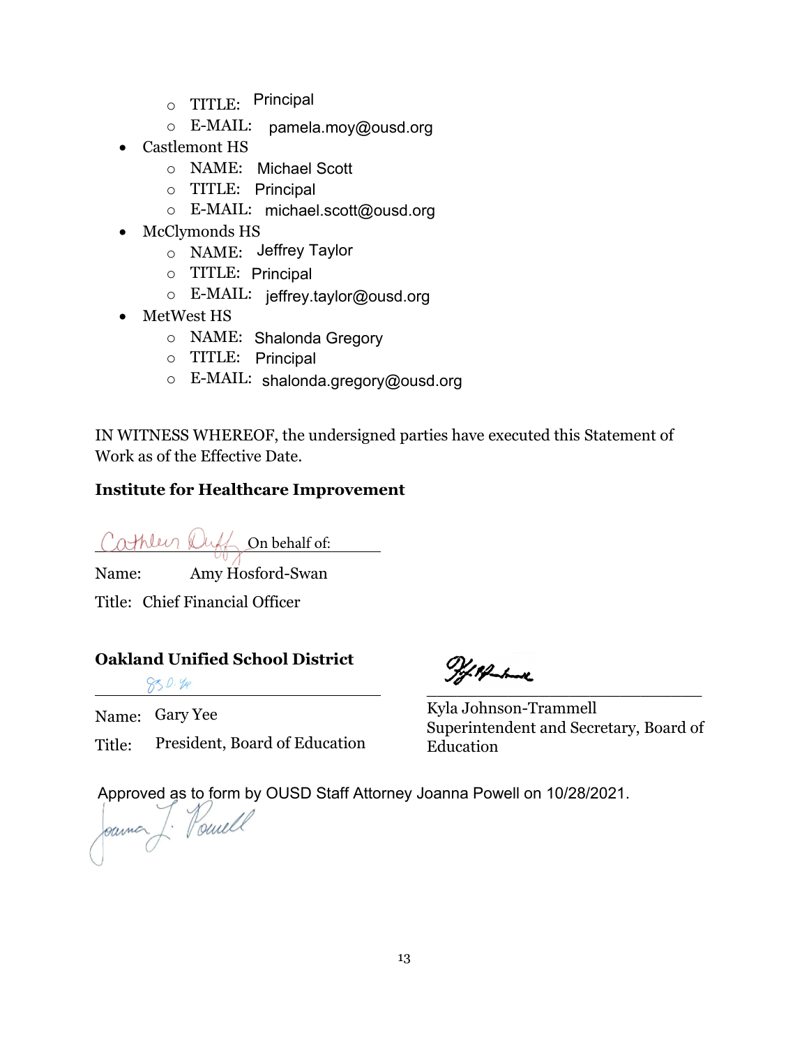- TITLE: Principal
  - E-MAIL: pamela.moy@ousd.org
- Castlemont HS
  - NAME: Michael Scott
  - TITLE: Principal
  - E-MAIL: michael.scott@ousd.org
- McClymonds HS
  - NAME: Jeffrey Taylor
  - TITLE: Principal
  - E-MAIL: jeffrey.taylor@ousd.org
- MetWest HS
  - NAME: Shalonda Gregory
  - TITLE: Principal
  - E-MAIL: shalonda.gregory@ousd.org

IN WITNESS WHEREOF, the undersigned parties have executed this Statement of Work as of the Effective Date.

**Institute for Healthcare Improvement**

Cathleen Duff On behalf of:

Name: Amy Hosford-Swan

Title: Chief Financial Officer

**Oakland Unified School District**

Name: Gary Yee

Title: President, Board of Education

Kyla Johnson-Trammell
Superintendent and Secretary, Board of Education

Approved as to form by OUSD Staff Attorney Joanna Powell on 10/28/2021.

Joanna J. Powell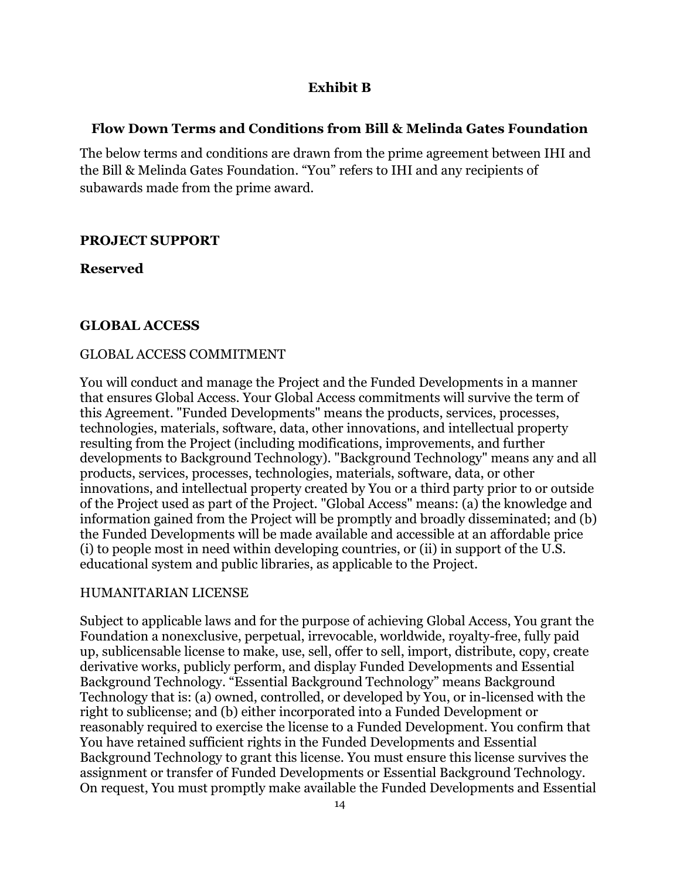## Exhibit B

### Flow Down Terms and Conditions from Bill & Melinda Gates Foundation

The below terms and conditions are drawn from the prime agreement between IHI and the Bill & Melinda Gates Foundation. "You" refers to IHI and any recipients of subawards made from the prime award.

**PROJECT SUPPORT**

**Reserved**

**GLOBAL ACCESS**

GLOBAL ACCESS COMMITMENT

You will conduct and manage the Project and the Funded Developments in a manner that ensures Global Access. Your Global Access commitments will survive the term of this Agreement. "Funded Developments" means the products, services, processes, technologies, materials, software, data, other innovations, and intellectual property resulting from the Project (including modifications, improvements, and further developments to Background Technology). "Background Technology" means any and all products, services, processes, technologies, materials, software, data, or other innovations, and intellectual property created by You or a third party prior to or outside of the Project used as part of the Project. "Global Access" means: (a) the knowledge and information gained from the Project will be promptly and broadly disseminated; and (b) the Funded Developments will be made available and accessible at an affordable price (i) to people most in need within developing countries, or (ii) in support of the U.S. educational system and public libraries, as applicable to the Project.

HUMANITARIAN LICENSE

Subject to applicable laws and for the purpose of achieving Global Access, You grant the Foundation a nonexclusive, perpetual, irrevocable, worldwide, royalty-free, fully paid up, sublicensable license to make, use, sell, offer to sell, import, distribute, copy, create derivative works, publicly perform, and display Funded Developments and Essential Background Technology. "Essential Background Technology" means Background Technology that is: (a) owned, controlled, or developed by You, or in-licensed with the right to sublicense; and (b) either incorporated into a Funded Development or reasonably required to exercise the license to a Funded Development. You confirm that You have retained sufficient rights in the Funded Developments and Essential Background Technology to grant this license. You must ensure this license survives the assignment or transfer of Funded Developments or Essential Background Technology. On request, You must promptly make available the Funded Developments and Essential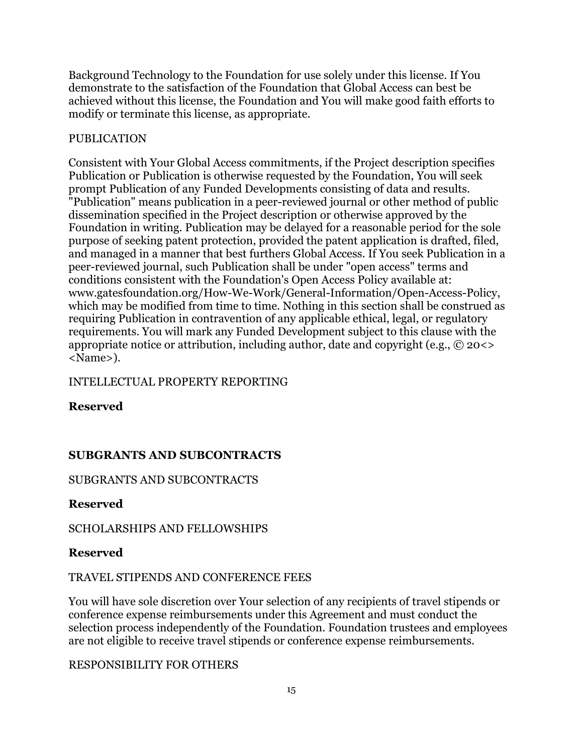Background Technology to the Foundation for use solely under this license. If You demonstrate to the satisfaction of the Foundation that Global Access can best be achieved without this license, the Foundation and You will make good faith efforts to modify or terminate this license, as appropriate.

PUBLICATION

Consistent with Your Global Access commitments, if the Project description specifies Publication or Publication is otherwise requested by the Foundation, You will seek prompt Publication of any Funded Developments consisting of data and results. "Publication" means publication in a peer-reviewed journal or other method of public dissemination specified in the Project description or otherwise approved by the Foundation in writing. Publication may be delayed for a reasonable period for the sole purpose of seeking patent protection, provided the patent application is drafted, filed, and managed in a manner that best furthers Global Access. If You seek Publication in a peer-reviewed journal, such Publication shall be under "open access" terms and conditions consistent with the Foundation's Open Access Policy available at: www.gatesfoundation.org/How-We-Work/General-Information/Open-Access-Policy, which may be modified from time to time. Nothing in this section shall be construed as requiring Publication in contravention of any applicable ethical, legal, or regulatory requirements. You will mark any Funded Development subject to this clause with the appropriate notice or attribution, including author, date and copyright (e.g., © 20<> <Name>).

INTELLECTUAL PROPERTY REPORTING

**Reserved**

**SUBGRANTS AND SUBCONTRACTS**

SUBGRANTS AND SUBCONTRACTS

**Reserved**

SCHOLARSHIPS AND FELLOWSHIPS

**Reserved**

TRAVEL STIPENDS AND CONFERENCE FEES

You will have sole discretion over Your selection of any recipients of travel stipends or conference expense reimbursements under this Agreement and must conduct the selection process independently of the Foundation. Foundation trustees and employees are not eligible to receive travel stipends or conference expense reimbursements.

RESPONSIBILITY FOR OTHERS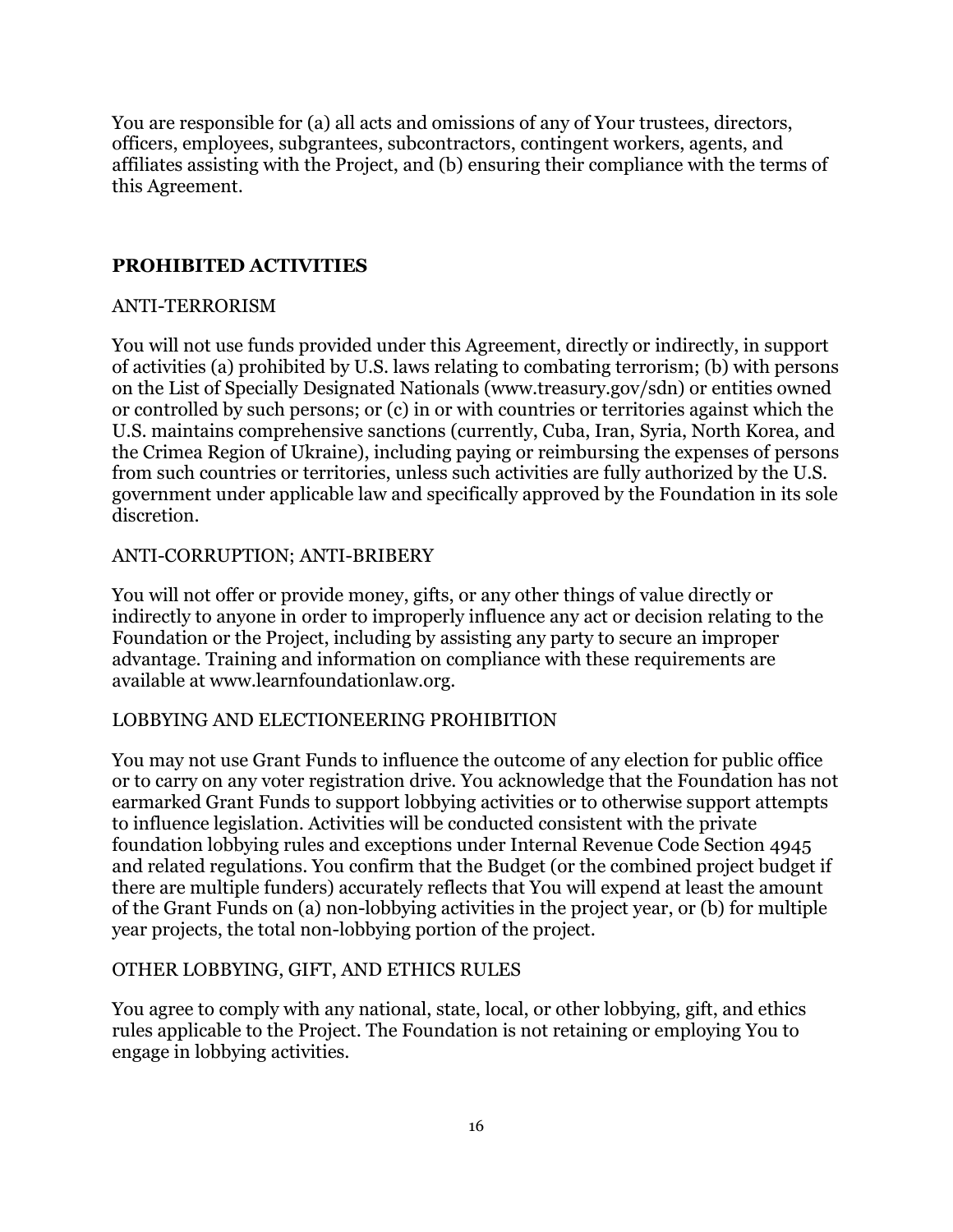You are responsible for (a) all acts and omissions of any of Your trustees, directors, officers, employees, subgrantees, subcontractors, contingent workers, agents, and affiliates assisting with the Project, and (b) ensuring their compliance with the terms of this Agreement.

## PROHIBITED ACTIVITIES

### ANTI-TERRORISM

You will not use funds provided under this Agreement, directly or indirectly, in support of activities (a) prohibited by U.S. laws relating to combating terrorism; (b) with persons on the List of Specially Designated Nationals (www.treasury.gov/sdn) or entities owned or controlled by such persons; or (c) in or with countries or territories against which the U.S. maintains comprehensive sanctions (currently, Cuba, Iran, Syria, North Korea, and the Crimea Region of Ukraine), including paying or reimbursing the expenses of persons from such countries or territories, unless such activities are fully authorized by the U.S. government under applicable law and specifically approved by the Foundation in its sole discretion.

### ANTI-CORRUPTION; ANTI-BRIBERY

You will not offer or provide money, gifts, or any other things of value directly or indirectly to anyone in order to improperly influence any act or decision relating to the Foundation or the Project, including by assisting any party to secure an improper advantage. Training and information on compliance with these requirements are available at www.learnfoundationlaw.org.

### LOBBYING AND ELECTIONEERING PROHIBITION

You may not use Grant Funds to influence the outcome of any election for public office or to carry on any voter registration drive. You acknowledge that the Foundation has not earmarked Grant Funds to support lobbying activities or to otherwise support attempts to influence legislation. Activities will be conducted consistent with the private foundation lobbying rules and exceptions under Internal Revenue Code Section 4945 and related regulations. You confirm that the Budget (or the combined project budget if there are multiple funders) accurately reflects that You will expend at least the amount of the Grant Funds on (a) non-lobbying activities in the project year, or (b) for multiple year projects, the total non-lobbying portion of the project.

### OTHER LOBBYING, GIFT, AND ETHICS RULES

You agree to comply with any national, state, local, or other lobbying, gift, and ethics rules applicable to the Project. The Foundation is not retaining or employing You to engage in lobbying activities.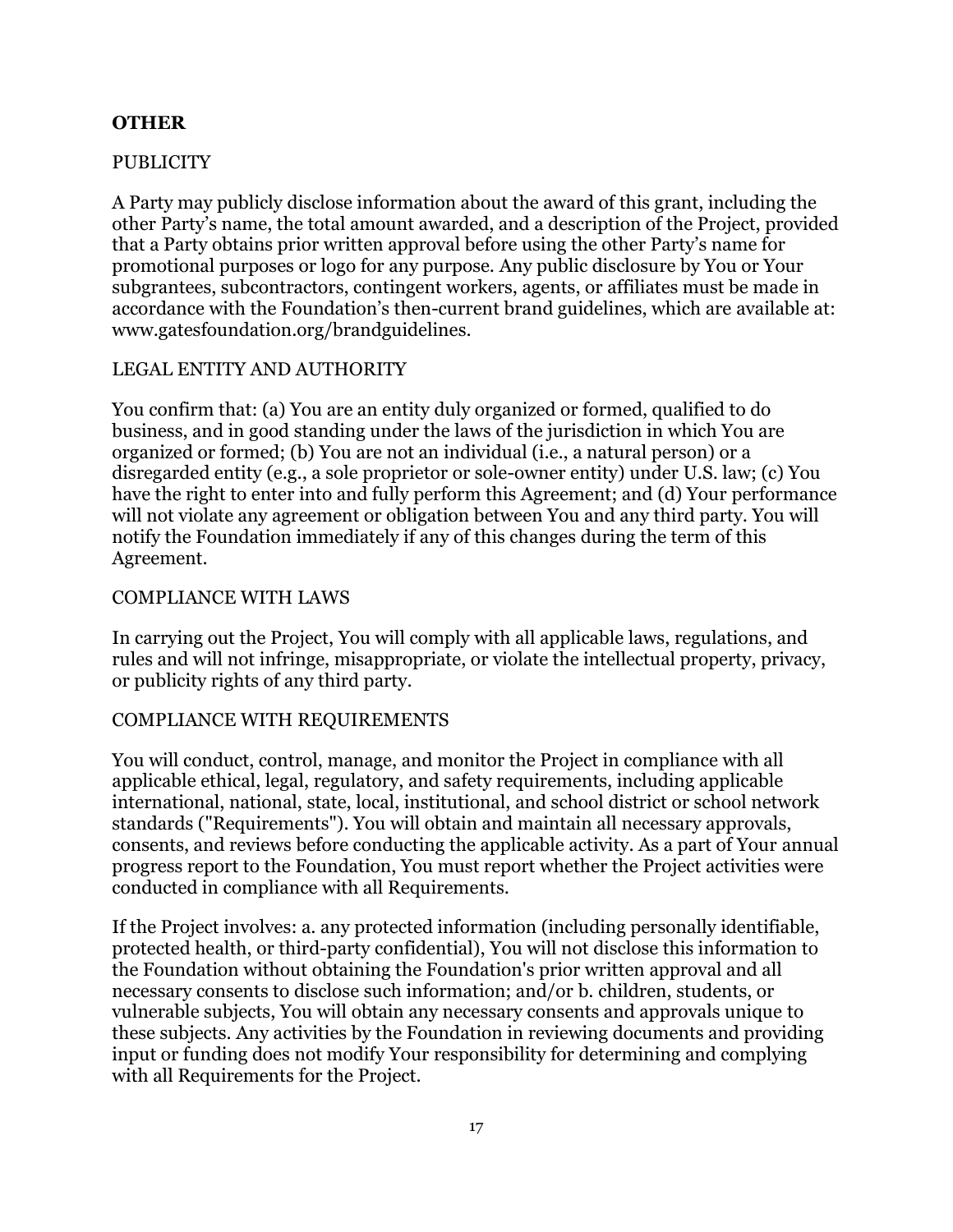**OTHER**

PUBLICITY

A Party may publicly disclose information about the award of this grant, including the other Party's name, the total amount awarded, and a description of the Project, provided that a Party obtains prior written approval before using the other Party's name for promotional purposes or logo for any purpose. Any public disclosure by You or Your subgrantees, subcontractors, contingent workers, agents, or affiliates must be made in accordance with the Foundation's then-current brand guidelines, which are available at: www.gatesfoundation.org/brandguidelines.

LEGAL ENTITY AND AUTHORITY

You confirm that: (a) You are an entity duly organized or formed, qualified to do business, and in good standing under the laws of the jurisdiction in which You are organized or formed; (b) You are not an individual (i.e., a natural person) or a disregarded entity (e.g., a sole proprietor or sole-owner entity) under U.S. law; (c) You have the right to enter into and fully perform this Agreement; and (d) Your performance will not violate any agreement or obligation between You and any third party. You will notify the Foundation immediately if any of this changes during the term of this Agreement.

COMPLIANCE WITH LAWS

In carrying out the Project, You will comply with all applicable laws, regulations, and rules and will not infringe, misappropriate, or violate the intellectual property, privacy, or publicity rights of any third party.

COMPLIANCE WITH REQUIREMENTS

You will conduct, control, manage, and monitor the Project in compliance with all applicable ethical, legal, regulatory, and safety requirements, including applicable international, national, state, local, institutional, and school district or school network standards ("Requirements"). You will obtain and maintain all necessary approvals, consents, and reviews before conducting the applicable activity. As a part of Your annual progress report to the Foundation, You must report whether the Project activities were conducted in compliance with all Requirements.

If the Project involves: a. any protected information (including personally identifiable, protected health, or third-party confidential), You will not disclose this information to the Foundation without obtaining the Foundation's prior written approval and all necessary consents to disclose such information; and/or b. children, students, or vulnerable subjects, You will obtain any necessary consents and approvals unique to these subjects. Any activities by the Foundation in reviewing documents and providing input or funding does not modify Your responsibility for determining and complying with all Requirements for the Project.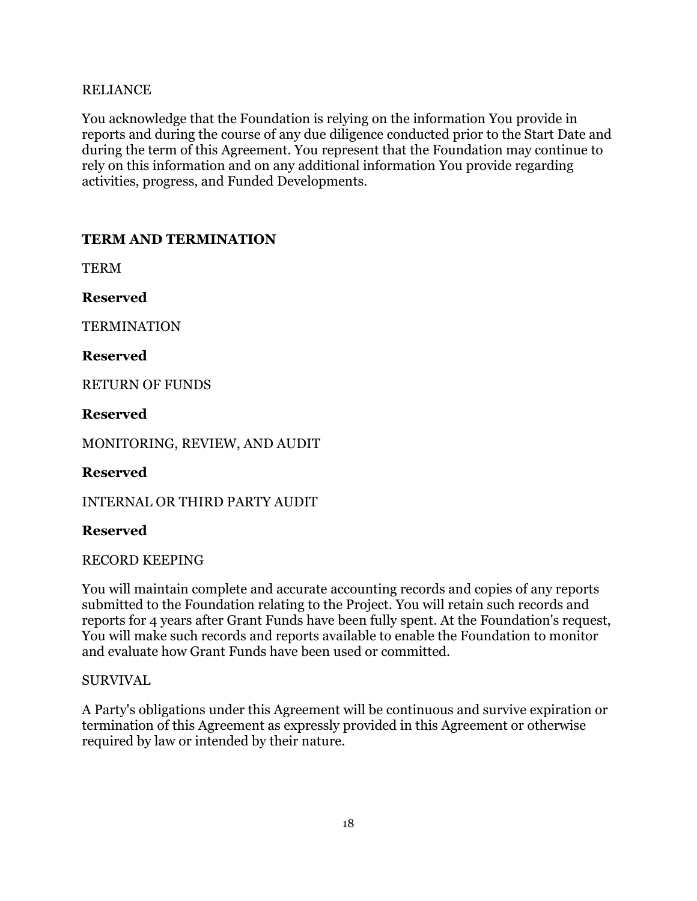RELIANCE

You acknowledge that the Foundation is relying on the information You provide in reports and during the course of any due diligence conducted prior to the Start Date and during the term of this Agreement. You represent that the Foundation may continue to rely on this information and on any additional information You provide regarding activities, progress, and Funded Developments.

## TERM AND TERMINATION

TERM

**Reserved**

TERMINATION

**Reserved**

RETURN OF FUNDS

**Reserved**

MONITORING, REVIEW, AND AUDIT

**Reserved**

INTERNAL OR THIRD PARTY AUDIT

**Reserved**

RECORD KEEPING

You will maintain complete and accurate accounting records and copies of any reports submitted to the Foundation relating to the Project. You will retain such records and reports for 4 years after Grant Funds have been fully spent. At the Foundation's request, You will make such records and reports available to enable the Foundation to monitor and evaluate how Grant Funds have been used or committed.

SURVIVAL

A Party's obligations under this Agreement will be continuous and survive expiration or termination of this Agreement as expressly provided in this Agreement or otherwise required by law or intended by their nature.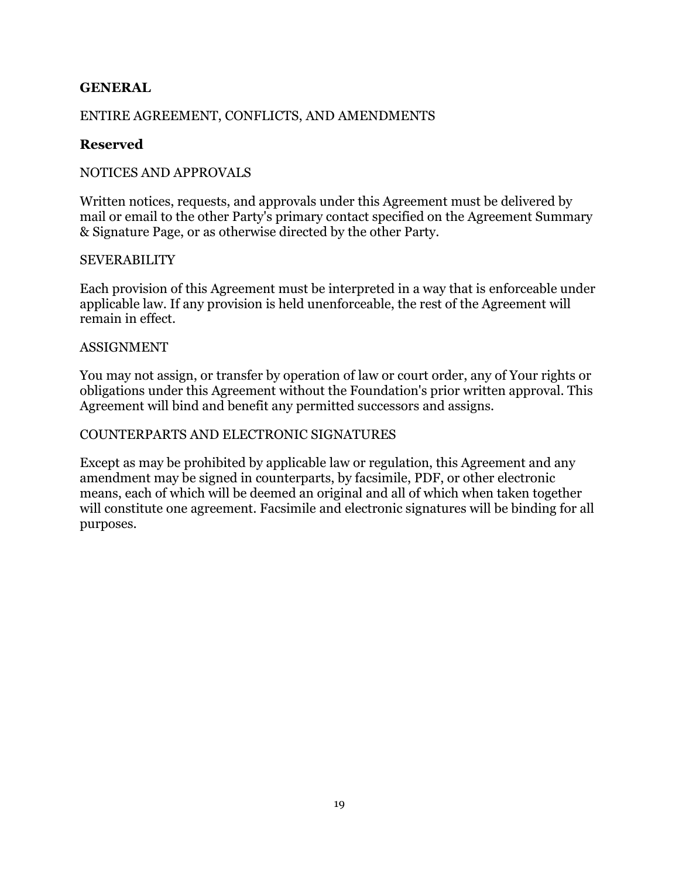## GENERAL

### ENTIRE AGREEMENT, CONFLICTS, AND AMENDMENTS

**Reserved**

### NOTICES AND APPROVALS

Written notices, requests, and approvals under this Agreement must be delivered by mail or email to the other Party's primary contact specified on the Agreement Summary & Signature Page, or as otherwise directed by the other Party.

### SEVERABILITY

Each provision of this Agreement must be interpreted in a way that is enforceable under applicable law. If any provision is held unenforceable, the rest of the Agreement will remain in effect.

### ASSIGNMENT

You may not assign, or transfer by operation of law or court order, any of Your rights or obligations under this Agreement without the Foundation's prior written approval. This Agreement will bind and benefit any permitted successors and assigns.

### COUNTERPARTS AND ELECTRONIC SIGNATURES

Except as may be prohibited by applicable law or regulation, this Agreement and any amendment may be signed in counterparts, by facsimile, PDF, or other electronic means, each of which will be deemed an original and all of which when taken together will constitute one agreement. Facsimile and electronic signatures will be binding for all purposes.